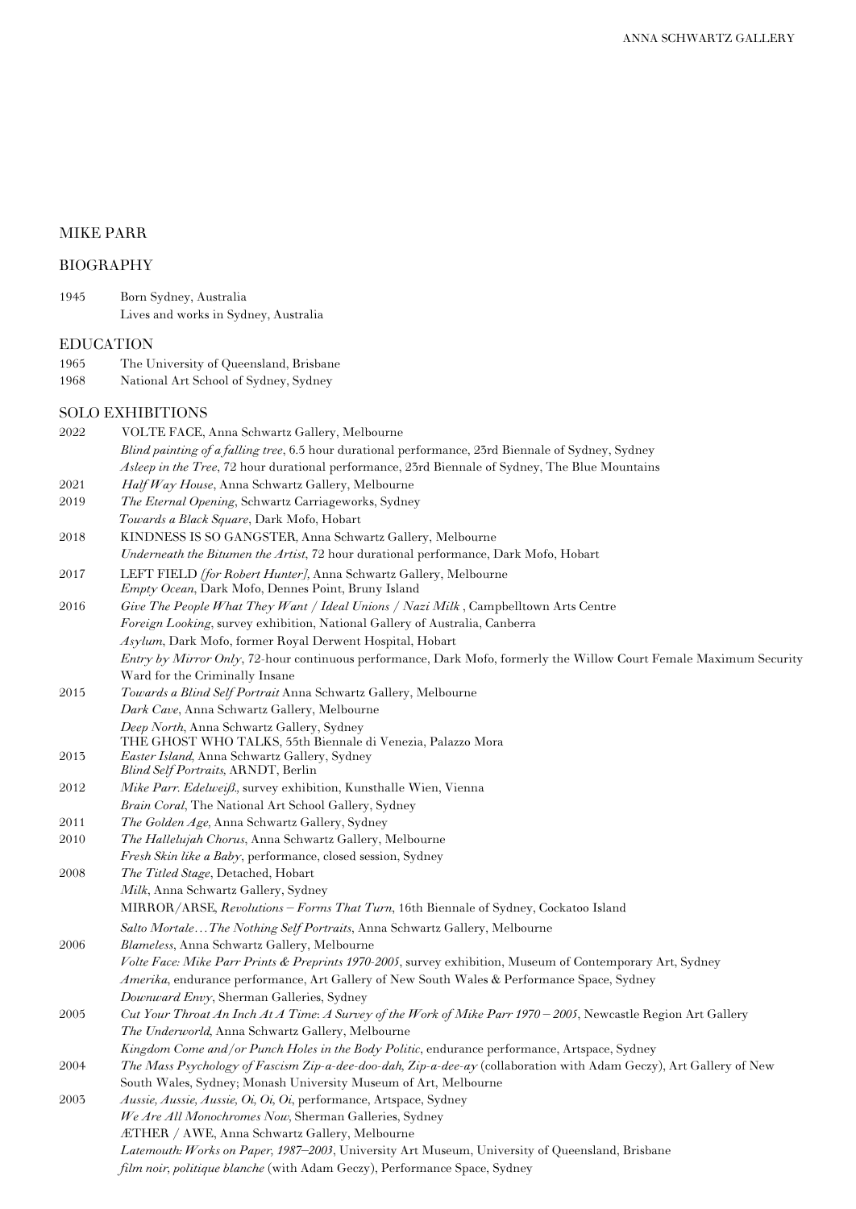# MIKE PARR

## BIOGRAPHY

| | |
|---|---|
| 1945 | Born Sydney, Australia |
| | Lives and works in Sydney, Australia |

## EDUCATION

| | |
|---|---|
| 1965 | The University of Queensland, Brisbane |
| 1968 | National Art School of Sydney, Sydney |

## SOLO EXHIBITIONS

| | |
|---|---|
| 2022 | VOLTE FACE, Anna Schwartz Gallery, Melbourne |
| | *Blind painting of a falling tree*, 6.5 hour durational performance, 23rd Biennale of Sydney, Sydney |
| | *Asleep in the Tree*, 72 hour durational performance, 23rd Biennale of Sydney, The Blue Mountains |
| 2021 | *Half Way House*, Anna Schwartz Gallery, Melbourne |
| 2019 | *The Eternal Opening*, Schwartz Carriageworks, Sydney |
| | *Towards a Black Square*, Dark Mofo, Hobart |
| 2018 | KINDNESS IS SO GANGSTER, Anna Schwartz Gallery, Melbourne |
| | *Underneath the Bitumen the Artist*, 72 hour durational performance, Dark Mofo, Hobart |
| 2017 | LEFT FIELD *[for Robert Hunter]*, Anna Schwartz Gallery, Melbourne |
| | *Empty Ocean*, Dark Mofo, Dennes Point, Bruny Island |
| 2016 | *Give The People What They Want / Ideal Unions / Nazi Milk* , Campbelltown Arts Centre |
| | *Foreign Looking*, survey exhibition, National Gallery of Australia, Canberra |
| | *Asylum*, Dark Mofo, former Royal Derwent Hospital, Hobart |
| | *Entry by Mirror Only*, 72-hour continuous performance, Dark Mofo, formerly the Willow Court Female Maximum Security Ward for the Criminally Insane |
| 2015 | *Towards a Blind Self Portrait* Anna Schwartz Gallery, Melbourne |
| | *Dark Cave*, Anna Schwartz Gallery, Melbourne |
| | *Deep North*, Anna Schwartz Gallery, Sydney |
| | THE GHOST WHO TALKS, 55th Biennale di Venezia, Palazzo Mora |
| 2013 | *Easter Island*, Anna Schwartz Gallery, Sydney |
| | *Blind Self Portraits*, ARNDT, Berlin |
| 2012 | *Mike Parr. Edelweiß*, survey exhibition, Kunsthalle Wien, Vienna |
| | *Brain Coral*, The National Art School Gallery, Sydney |
| 2011 | *The Golden Age*, Anna Schwartz Gallery, Sydney |
| 2010 | *The Hallelujah Chorus*, Anna Schwartz Gallery, Melbourne |
| | *Fresh Skin like a Baby*, performance, closed session, Sydney |
| 2008 | *The Titled Stage*, Detached, Hobart |
| | *Milk*, Anna Schwartz Gallery, Sydney |
| | MIRROR/ARSE, *Revolutions – Forms That Turn*, 16th Biennale of Sydney, Cockatoo Island |
| | *Salto Mortale…The Nothing Self Portraits*, Anna Schwartz Gallery, Melbourne |
| 2006 | *Blameless*, Anna Schwartz Gallery, Melbourne |
| | *Volte Face: Mike Parr Prints & Preprints 1970-2005*, survey exhibition, Museum of Contemporary Art, Sydney |
| | *Amerika*, endurance performance, Art Gallery of New South Wales & Performance Space, Sydney |
| | *Downward Envy*, Sherman Galleries, Sydney |
| 2005 | *Cut Your Throat An Inch At A Time: A Survey of the Work of Mike Parr 1970 – 2005*, Newcastle Region Art Gallery |
| | *The Underworld*, Anna Schwartz Gallery, Melbourne |
| | *Kingdom Come and/or Punch Holes in the Body Politic*, endurance performance, Artspace, Sydney |
| 2004 | *The Mass Psychology of Fascism Zip-a-dee-doo-dah, Zip-a-dee-ay* (collaboration with Adam Geczy), Art Gallery of New South Wales, Sydney; Monash University Museum of Art, Melbourne |
| 2003 | *Aussie, Aussie, Aussie, Oi, Oi, Oi*, performance, Artspace, Sydney |
| | *We Are All Monochromes Now*, Sherman Galleries, Sydney |
| | ÆTHER / AWE, Anna Schwartz Gallery, Melbourne |
| | *Latemouth: Works on Paper, 1987–2003*, University Art Museum, University of Queensland, Brisbane |
| | *film noir, politique blanche* (with Adam Geczy), Performance Space, Sydney |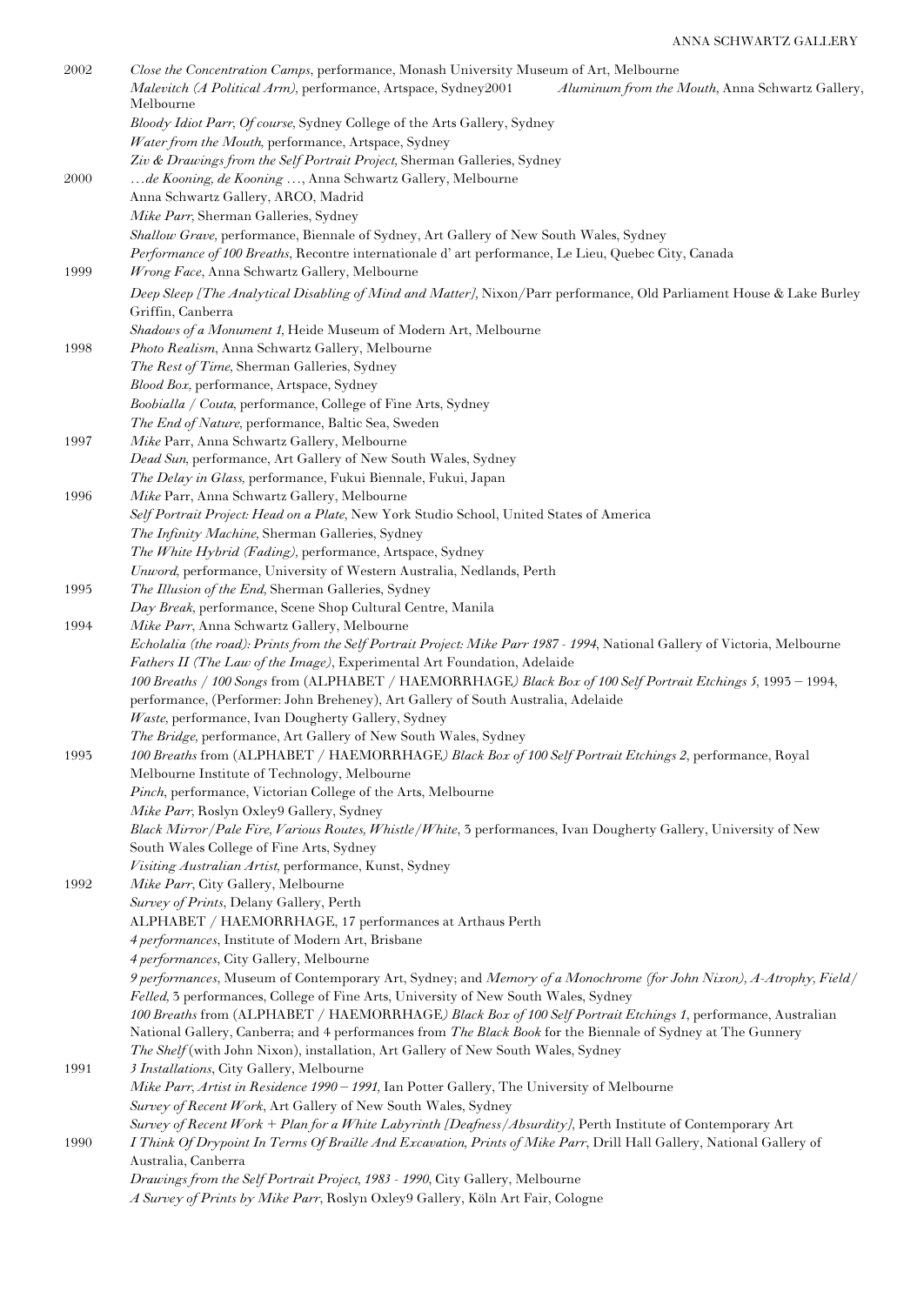2002 *Close the Concentration Camps*, performance, Monash University Museum of Art, Melbourne
*Malevitch (A Political Arm)*, performance, Artspace, Sydney2001 *Aluminum from the Mouth*, Anna Schwartz Gallery, Melbourne
*Bloody Idiot Parr, Of course,* Sydney College of the Arts Gallery, Sydney
*Water from the Mouth*, performance, Artspace, Sydney
*Ziv & Drawings from the Self Portrait Project,* Sherman Galleries, Sydney

2000 *…de Kooning, de Kooning …*, Anna Schwartz Gallery, Melbourne
Anna Schwartz Gallery, ARCO, Madrid
*Mike Parr*, Sherman Galleries, Sydney
*Shallow Grave*, performance, Biennale of Sydney, Art Gallery of New South Wales, Sydney
*Performance of 100 Breaths*, Recontre internationale d' art performance, Le Lieu, Quebec City, Canada

1999 *Wrong Face*, Anna Schwartz Gallery, Melbourne
*Deep Sleep [The Analytical Disabling of Mind and Matter]*, Nixon/Parr performance, Old Parliament House & Lake Burley Griffin, Canberra
*Shadows of a Monument 1*, Heide Museum of Modern Art, Melbourne

1998 *Photo Realism*, Anna Schwartz Gallery, Melbourne
*The Rest of Time*, Sherman Galleries, Sydney
*Blood Box*, performance, Artspace, Sydney
*Boobialla / Couta*, performance, College of Fine Arts, Sydney
*The End of Nature*, performance, Baltic Sea, Sweden

1997 *Mike* Parr, Anna Schwartz Gallery, Melbourne
*Dead Sun*, performance, Art Gallery of New South Wales, Sydney
*The Delay in Glass*, performance, Fukui Biennale, Fukui, Japan

1996 *Mike* Parr, Anna Schwartz Gallery, Melbourne
*Self Portrait Project: Head on a Plate*, New York Studio School, United States of America
*The Infinity Machine*, Sherman Galleries, Sydney
*The White Hybrid (Fading)*, performance, Artspace, Sydney
*Unword*, performance, University of Western Australia, Nedlands, Perth

1995 *The Illusion of the End*, Sherman Galleries, Sydney
*Day Break*, performance, Scene Shop Cultural Centre, Manila

1994 *Mike Parr*, Anna Schwartz Gallery, Melbourne
*Echolalia (the road): Prints from the Self Portrait Project: Mike Parr 1987 - 1994*, National Gallery of Victoria, Melbourne
*Fathers II (The Law of the Image)*, Experimental Art Foundation, Adelaide
*100 Breaths / 100 Songs* from (ALPHABET / HAEMORRHAGE*) Black Box of 100 Self Portrait Etchings 5*, 1993 – 1994, performance, (Performer: John Breheney), Art Gallery of South Australia, Adelaide
*Waste*, performance, Ivan Dougherty Gallery, Sydney
*The Bridge*, performance, Art Gallery of New South Wales, Sydney

1993 *100 Breaths* from (ALPHABET / HAEMORRHAGE*) Black Box of 100 Self Portrait Etchings 2*, performance, Royal Melbourne Institute of Technology, Melbourne
*Pinch*, performance, Victorian College of the Arts, Melbourne
*Mike Parr*, Roslyn Oxley9 Gallery, Sydney
*Black Mirror/Pale Fire, Various Routes, Whistle/White*, 3 performances, Ivan Dougherty Gallery, University of New South Wales College of Fine Arts, Sydney
*Visiting Australian Artist*, performance, Kunst, Sydney

1992 *Mike Parr*, City Gallery, Melbourne
*Survey of Prints*, Delany Gallery, Perth
ALPHABET / HAEMORRHAGE, 17 performances at Arthaus Perth
*4 performances*, Institute of Modern Art, Brisbane
*4 performances*, City Gallery, Melbourne
*9 performances*, Museum of Contemporary Art, Sydney; and *Memory of a Monochrome (for John Nixon), A-Atrophy, Field/ Felled*, 3 performances, College of Fine Arts, University of New South Wales, Sydney
*100 Breaths* from (ALPHABET / HAEMORRHAGE*) Black Box of 100 Self Portrait Etchings 1*, performance, Australian National Gallery, Canberra; and 4 performances from *The Black Book* for the Biennale of Sydney at The Gunnery
*The Shelf* (with John Nixon), installation, Art Gallery of New South Wales, Sydney

1991 *3 Installations*, City Gallery, Melbourne
*Mike Parr, Artist in Residence 1990 – 1991,* Ian Potter Gallery, The University of Melbourne
*Survey of Recent Work*, Art Gallery of New South Wales, Sydney
*Survey of Recent Work + Plan for a White Labyrinth [Deafness/Absurdity]*, Perth Institute of Contemporary Art

1990 *I Think Of Drypoint In Terms Of Braille And Excavation, Prints of Mike Parr*, Drill Hall Gallery, National Gallery of Australia, Canberra
*Drawings from the Self Portrait Project, 1983 - 1990*, City Gallery, Melbourne
*A Survey of Prints by Mike Parr*, Roslyn Oxley9 Gallery, Köln Art Fair, Cologne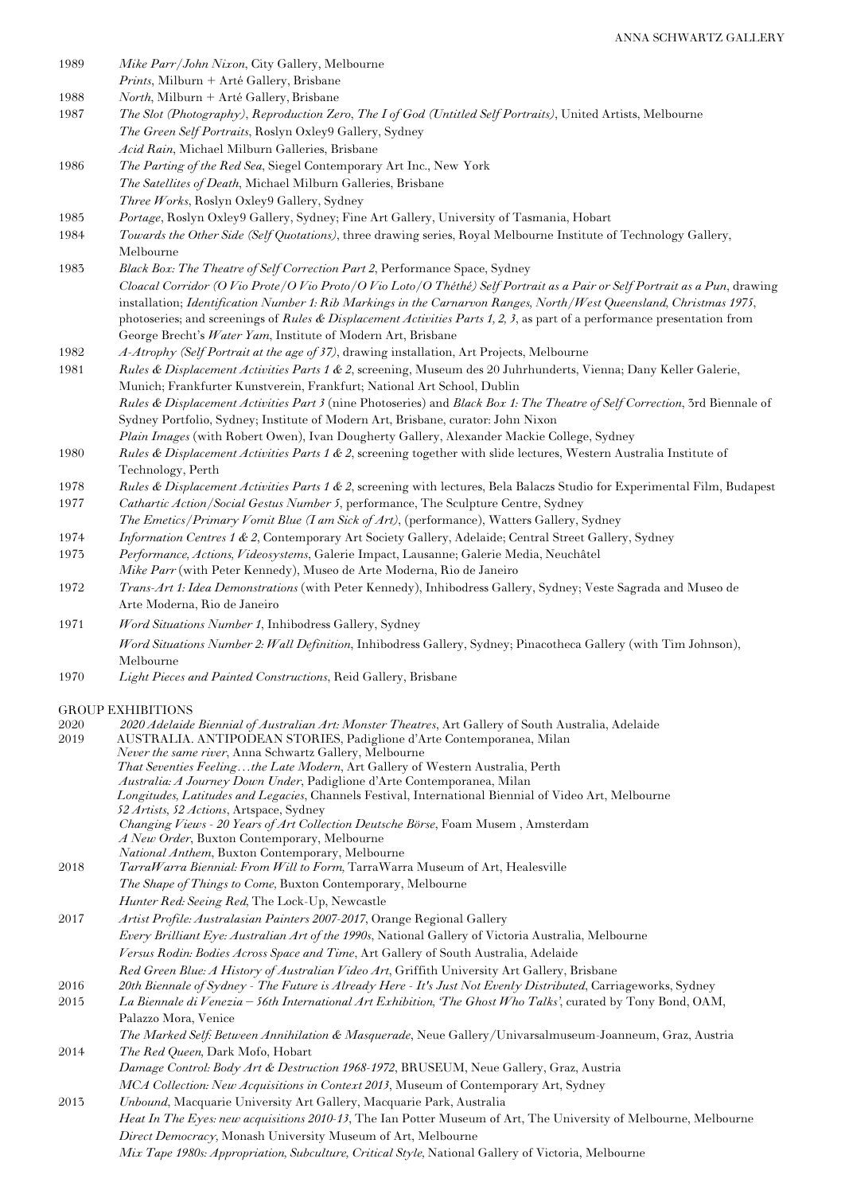1989 *Mike Parr/John Nixon*, City Gallery, Melbourne
*Prints*, Milburn + Arté Gallery, Brisbane

1988 *North*, Milburn + Arté Gallery, Brisbane

1987 *The Slot (Photography)*, *Reproduction Zero*, *The I of God (Untitled Self Portraits)*, United Artists, Melbourne
*The Green Self Portraits*, Roslyn Oxley9 Gallery, Sydney
*Acid Rain*, Michael Milburn Galleries, Brisbane

1986 *The Parting of the Red Sea*, Siegel Contemporary Art Inc., New York
*The Satellites of Death*, Michael Milburn Galleries, Brisbane
*Three Works*, Roslyn Oxley9 Gallery, Sydney

1985 *Portage*, Roslyn Oxley9 Gallery, Sydney; Fine Art Gallery, University of Tasmania, Hobart

1984 *Towards the Other Side (Self Quotations)*, three drawing series, Royal Melbourne Institute of Technology Gallery, Melbourne

1983 *Black Box: The Theatre of Self Correction Part 2*, Performance Space, Sydney
*Cloacal Corridor (O Vio Prote/O Vio Proto/O Vio Loto/O Théthé) Self Portrait as a Pair or Self Portrait as a Pun*, drawing installation; *Identification Number 1: Rib Markings in the Carnarvon Ranges, North/West Queensland, Christmas 1975*, photoseries; and screenings of *Rules & Displacement Activities Parts 1, 2, 3*, as part of a performance presentation from George Brecht's *Water Yam*, Institute of Modern Art, Brisbane

1982 *A-Atrophy (Self Portrait at the age of 37)*, drawing installation, Art Projects, Melbourne

1981 *Rules & Displacement Activities Parts 1 & 2*, screening, Museum des 20 Juhrhunderts, Vienna; Dany Keller Galerie, Munich; Frankfurter Kunstverein, Frankfurt; National Art School, Dublin
*Rules & Displacement Activities Part 3* (nine Photoseries) and *Black Box 1: The Theatre of Self Correction*, 3rd Biennale of Sydney Portfolio, Sydney; Institute of Modern Art, Brisbane, curator: John Nixon
*Plain Images* (with Robert Owen), Ivan Dougherty Gallery, Alexander Mackie College, Sydney

1980 *Rules & Displacement Activities Parts 1 & 2*, screening together with slide lectures, Western Australia Institute of Technology, Perth

1978 *Rules & Displacement Activities Parts 1 & 2*, screening with lectures, Bela Balaczs Studio for Experimental Film, Budapest

1977 *Cathartic Action/Social Gestus Number 5*, performance, The Sculpture Centre, Sydney
*The Emetics/Primary Vomit Blue (I am Sick of Art)*, (performance), Watters Gallery, Sydney

1974 *Information Centres 1 & 2*, Contemporary Art Society Gallery, Adelaide; Central Street Gallery, Sydney

1973 *Performance, Actions, Videosystems*, Galerie Impact, Lausanne; Galerie Media, Neuchâtel
*Mike Parr* (with Peter Kennedy), Museo de Arte Moderna, Rio de Janeiro

1972 *Trans-Art 1: Idea Demonstrations* (with Peter Kennedy), Inhibodress Gallery, Sydney; Veste Sagrada and Museo de Arte Moderna, Rio de Janeiro

1971 *Word Situations Number 1*, Inhibodress Gallery, Sydney
*Word Situations Number 2: Wall Definition*, Inhibodress Gallery, Sydney; Pinacotheca Gallery (with Tim Johnson), Melbourne

1970 *Light Pieces and Painted Constructions*, Reid Gallery, Brisbane

## GROUP EXHIBITIONS

2020 *2020 Adelaide Biennial of Australian Art: Monster Theatres*, Art Gallery of South Australia, Adelaide

2019 AUSTRALIA. ANTIPODEAN STORIES, Padiglione d'Arte Contemporanea, Milan
*Never the same river*, Anna Schwartz Gallery, Melbourne
*That Seventies Feeling…the Late Modern*, Art Gallery of Western Australia, Perth
*Australia: A Journey Down Under*, Padiglione d'Arte Contemporanea, Milan
*Longitudes, Latitudes and Legacies*, Channels Festival, International Biennial of Video Art, Melbourne
*52 Artists, 52 Actions*, Artspace, Sydney
*Changing Views - 20 Years of Art Collection Deutsche Börse*, Foam Musem , Amsterdam
*A New Order*, Buxton Contemporary, Melbourne
*National Anthem*, Buxton Contemporary, Melbourne

2018 *TarraWarra Biennial: From Will to Form*, TarraWarra Museum of Art, Healesville
*The Shape of Things to Come*, Buxton Contemporary, Melbourne
*Hunter Red: Seeing Red*, The Lock-Up, Newcastle

2017 *Artist Profile: Australasian Painters 2007-2017*, Orange Regional Gallery
*Every Brilliant Eye: Australian Art of the 1990s*, National Gallery of Victoria Australia, Melbourne
*Versus Rodin: Bodies Across Space and Time*, Art Gallery of South Australia, Adelaide
*Red Green Blue: A History of Australian Video Art*, Griffith University Art Gallery, Brisbane

2016 *20th Biennale of Sydney - The Future is Already Here - It's Just Not Evenly Distributed*, Carriageworks, Sydney

2015 *La Biennale di Venezia – 56th International Art Exhibition, 'The Ghost Who Talks'*, curated by Tony Bond, OAM, Palazzo Mora, Venice
*The Marked Self: Between Annihilation & Masquerade*, Neue Gallery/Univarsalmuseum-Joanneum, Graz, Austria

2014 *The Red Queen*, Dark Mofo, Hobart
*Damage Control: Body Art & Destruction 1968-1972*, BRUSEUM, Neue Gallery, Graz, Austria
*MCA Collection: New Acquisitions in Context 2013*, Museum of Contemporary Art, Sydney

2013 *Unbound*, Macquarie University Art Gallery, Macquarie Park, Australia
*Heat In The Eyes: new acquisitions 2010-13*, The Ian Potter Museum of Art, The University of Melbourne, Melbourne
*Direct Democracy*, Monash University Museum of Art, Melbourne
*Mix Tape 1980s: Appropriation, Subculture, Critical Style*, National Gallery of Victoria, Melbourne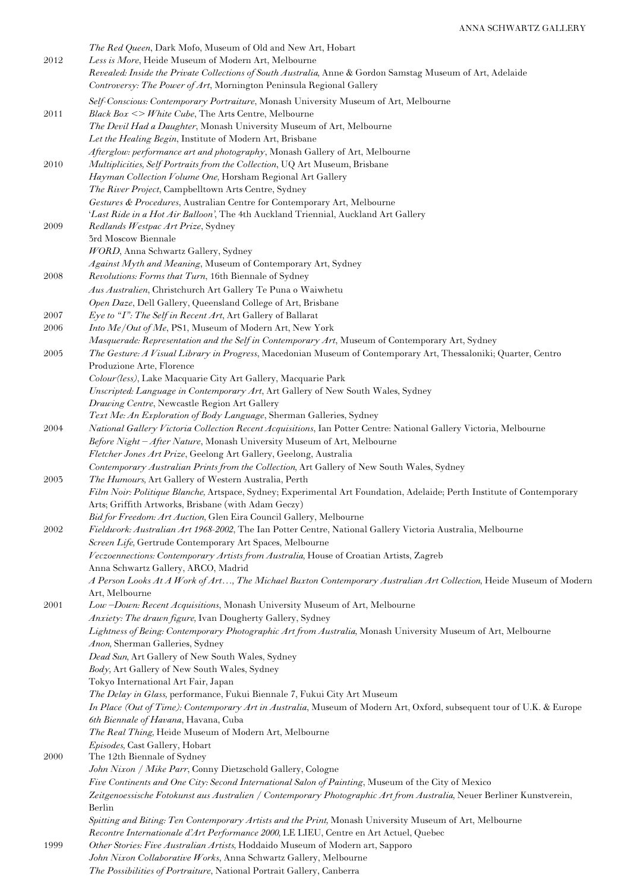| | |
|---|---|
| | *The Red Queen*, Dark Mofo, Museum of Old and New Art, Hobart |
| 2012 | *Less is More*, Heide Museum of Modern Art, Melbourne |
| | *Revealed: Inside the Private Collections of South Australia*, Anne & Gordon Samstag Museum of Art, Adelaide |
| | *Controversy: The Power of Art*, Mornington Peninsula Regional Gallery |
| | *Self-Conscious: Contemporary Portraiture*, Monash University Museum of Art, Melbourne |
| 2011 | *Black Box <> White Cube*, The Arts Centre, Melbourne |
| | *The Devil Had a Daughter*, Monash University Museum of Art, Melbourne |
| | *Let the Healing Begin*, Institute of Modern Art, Brisbane |
| | *Afterglow: performance art and photography*, Monash Gallery of Art, Melbourne |
| 2010 | *Multiplicities, Self Portraits from the Collection*, UQ Art Museum, Brisbane |
| | *Hayman Collection Volume One*, Horsham Regional Art Gallery |
| | *The River Project*, Campbelltown Arts Centre, Sydney |
| | *Gestures & Procedures*, Australian Centre for Contemporary Art, Melbourne |
| | *'Last Ride in a Hot Air Balloon'*, The 4th Auckland Triennial, Auckland Art Gallery |
| 2009 | *Redlands Westpac Art Prize*, Sydney |
| | 3rd Moscow Biennale |
| | *WORD*, Anna Schwartz Gallery, Sydney |
| | *Against Myth and Meaning*, Museum of Contemporary Art, Sydney |
| 2008 | *Revolutions: Forms that Turn*, 16th Biennale of Sydney |
| | *Aus Australien*, Christchurch Art Gallery Te Puna o Waiwhetu |
| | *Open Daze*, Dell Gallery, Queensland College of Art, Brisbane |
| 2007 | *Eye to "I": The Self in Recent Art*, Art Gallery of Ballarat |
| 2006 | *Into Me/Out of Me*, PS1, Museum of Modern Art, New York |
| | *Masquerade: Representation and the Self in Contemporary Art*, Museum of Contemporary Art, Sydney |
| 2005 | *The Gesture: A Visual Library in Progress*, Macedonian Museum of Contemporary Art, Thessaloniki; Quarter, Centro Produzione Arte, Florence |
| | *Colour(less)*, Lake Macquarie City Art Gallery, Macquarie Park |
| | *Unscripted: Language in Contemporary Art*, Art Gallery of New South Wales, Sydney |
| | *Drawing Centre*, Newcastle Region Art Gallery |
| | *Text Me: An Exploration of Body Language*, Sherman Galleries, Sydney |
| 2004 | *National Gallery Victoria Collection Recent Acquisitions*, Ian Potter Centre: National Gallery Victoria, Melbourne |
| | *Before Night – After Nature*, Monash University Museum of Art, Melbourne |
| | *Fletcher Jones Art Prize*, Geelong Art Gallery, Geelong, Australia |
| | *Contemporary Australian Prints from the Collection*, Art Gallery of New South Wales, Sydney |
| 2003 | *The Humours*, Art Gallery of Western Australia, Perth |
| | *Film Noir: Politique Blanche*, Artspace, Sydney; Experimental Art Foundation, Adelaide; Perth Institute of Contemporary Arts; Griffith Artworks, Brisbane (with Adam Geczy) |
| | *Bid for Freedom: Art Auction*, Glen Eira Council Gallery, Melbourne |
| 2002 | *Fieldwork: Australian Art 1968-2002*, The Ian Potter Centre, National Gallery Victoria Australia, Melbourne |
| | *Screen Life*, Gertrude Contemporary Art Spaces, Melbourne |
| | *Veczoennections: Contemporary Artists from Australia*, House of Croatian Artists, Zagreb |
| | Anna Schwartz Gallery, ARCO, Madrid |
| | *A Person Looks At A Work of Art…, The Michael Buxton Contemporary Australian Art Collection*, Heide Museum of Modern Art, Melbourne |
| 2001 | *Low –Down: Recent Acquisitions*, Monash University Museum of Art, Melbourne |
| | *Anxiety: The drawn figure*, Ivan Dougherty Gallery, Sydney |
| | *Lightness of Being: Contemporary Photographic Art from Australia*, Monash University Museum of Art, Melbourne |
| | *Anon*, Sherman Galleries, Sydney |
| | *Dead Sun*, Art Gallery of New South Wales, Sydney |
| | *Body*, Art Gallery of New South Wales, Sydney |
| | Tokyo International Art Fair, Japan |
| | *The Delay in Glass*, performance, Fukui Biennale 7, Fukui City Art Museum |
| | *In Place (Out of Time): Contemporary Art in Australia*, Museum of Modern Art, Oxford, subsequent tour of U.K. & Europe |
| | *6th Biennale of Havana*, Havana, Cuba |
| | *The Real Thing*, Heide Museum of Modern Art, Melbourne |
| | *Episodes*, Cast Gallery, Hobart |
| 2000 | The 12th Biennale of Sydney |
| | *John Nixon / Mike Parr*, Conny Dietzschold Gallery, Cologne |
| | *Five Continents and One City: Second International Salon of Painting*, Museum of the City of Mexico |
| | *Zeitgenoessische Fotokunst aus Australien / Contemporary Photographic Art from Australia*, Neuer Berliner Kunstverein, Berlin |
| | *Spitting and Biting: Ten Contemporary Artists and the Print*, Monash University Museum of Art, Melbourne |
| | *Recontre Internationale d'Art Performance 2000*, LE LIEU, Centre en Art Actuel, Quebec |
| 1999 | *Other Stories: Five Australian Artists*, Hoddaido Museum of Modern art, Sapporo |
| | *John Nixon Collaborative Works*, Anna Schwartz Gallery, Melbourne |
| | *The Possibilities of Portraiture*, National Portrait Gallery, Canberra |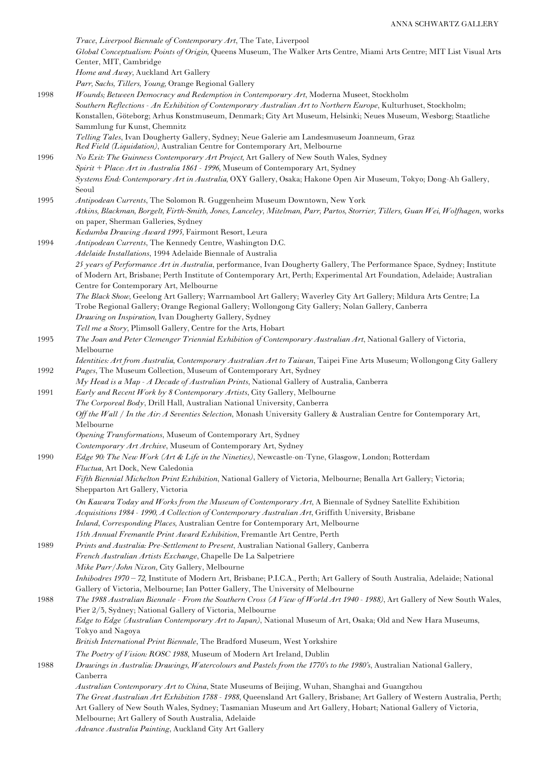*Trace*, Liverpool Biennale of Contemporary Art, The Tate, Liverpool
*Global Conceptualism: Points of Origin,* Queens Museum, The Walker Arts Centre, Miami Arts Centre; MIT List Visual Arts Center, MIT, Cambridge
*Home and Away*, Auckland Art Gallery
*Parr, Sachs, Tillers, Young*, Orange Regional Gallery

1998 *Wounds; Between Democracy and Redemption in Contemporary Art*, Moderna Museet, Stockholm
*Southern Reflections - An Exhibition of Contemporary Australian Art to Northern Europe*, Kulturhuset, Stockholm; Konstallen, Göteborg; Arhus Konstmuseum, Denmark; City Art Museum, Helsinki; Neues Museum, Wesborg; Staatliche Sammlung fur Kunst, Chemnitz
*Telling Tales*, Ivan Dougherty Gallery, Sydney; Neue Galerie am Landesmuseum Joanneum, Graz
*Red Field (Liquidation)*, Australian Centre for Contemporary Art, Melbourne

1996 *No Exit: The Guinness Contemporary Art Project*, Art Gallery of New South Wales, Sydney
*Spirit + Place: Art in Australia 1861 - 1996*, Museum of Contemporary Art, Sydney
*Systems End: Contemporary Art in Australia,* OXY Gallery, Osaka; Hakone Open Air Museum, Tokyo; Dong-Ah Gallery, Seoul

1995 *Antipodean Currents*, The Solomon R. Guggenheim Museum Downtown, New York
*Atkins, Blackman, Borgelt, Firth-Smith, Jones, Lanceley, Mitelman, Parr, Partos, Storrier, Tillers, Guan Wei, Wolfhagen*, works on paper, Sherman Galleries, Sydney
*Kedumba Drawing Award 1995*, Fairmont Resort, Leura

1994 *Antipodean Currents*, The Kennedy Centre, Washington D.C.
*Adelaide Installations*, 1994 Adelaide Biennale of Australia
*25 years of Performance Art in Australia*, performance, Ivan Dougherty Gallery, The Performance Space, Sydney; Institute of Modern Art, Brisbane; Perth Institute of Contemporary Art, Perth; Experimental Art Foundation, Adelaide; Australian Centre for Contemporary Art, Melbourne
*The Black Show*, Geelong Art Gallery; Warrnambool Art Gallery; Waverley City Art Gallery; Mildura Arts Centre; La Trobe Regional Gallery; Orange Regional Gallery; Wollongong City Gallery; Nolan Gallery, Canberra
*Drawing on Inspiration,* Ivan Dougherty Gallery, Sydney
*Tell me a Story*, Plimsoll Gallery, Centre for the Arts, Hobart

1993 *The Joan and Peter Clemenger Triennial Exhibition of Contemporary Australian Art*, National Gallery of Victoria, Melbourne
*Identities: Art from Australia, Contemporary Australian Art to Taiwan*, Taipei Fine Arts Museum; Wollongong City Gallery

1992 *Pages*, The Museum Collection, Museum of Contemporary Art, Sydney
*My Head is a Map - A Decade of Australian Prints*, National Gallery of Australia, Canberra

1991 *Early and Recent Work by 8 Contemporary Artists*, City Gallery, Melbourne
*The Corporeal Body*, Drill Hall, Australian National University, Canberra
*Off the Wall / In the Air: A Seventies Selection*, Monash University Gallery & Australian Centre for Contemporary Art, Melbourne
*Opening Transformations*, Museum of Contemporary Art, Sydney
*Contemporary Art Archive*, Museum of Contemporary Art, Sydney

1990 *Edge 90: The New Work (Art & Life in the Nineties)*, Newcastle-on-Tyne, Glasgow, London; Rotterdam
*Fluctua*, Art Dock, New Caledonia
*Fifth Biennial Michelton Print Exhibition*, National Gallery of Victoria, Melbourne; Benalla Art Gallery; Victoria; Shepparton Art Gallery, Victoria
*On Kawara Today and Works from the Museum of Contemporary Art*, A Biennale of Sydney Satellite Exhibition
*Acquisitions 1984 - 1990, A Collection of Contemporary Australian Art*, Griffith University, Brisbane
*Inland*, *Corresponding Places*, Australian Centre for Contemporary Art, Melbourne
*15th Annual Fremantle Print Award Exhibition*, Fremantle Art Centre, Perth

1989 *Prints and Australia: Pre-Settlement to Present*, Australian National Gallery, Canberra
*French Australian Artists Exchange*, Chapelle De La Salpetriere
*Mike Parr/John Nixon*, City Gallery, Melbourne
*Inhibodres 1970 – 72*, Institute of Modern Art, Brisbane; P.I.C.A., Perth; Art Gallery of South Australia, Adelaide; National Gallery of Victoria, Melbourne; Ian Potter Gallery, The University of Melbourne

1988 *The 1988 Australian Biennale - From the Southern Cross (A View of World Art 1940 - 1988)*, Art Gallery of New South Wales, Pier 2/3, Sydney; National Gallery of Victoria, Melbourne
*Edge to Edge (Australian Contemporary Art to Japan)*, National Museum of Art, Osaka; Old and New Hara Museums, Tokyo and Nagoya
*British International Print Biennale*, The Bradford Museum, West Yorkshire
*The Poetry of Vision: ROSC 1988*, Museum of Modern Art Ireland, Dublin

1988 *Drawings in Australia: Drawings, Watercolours and Pastels from the 1770's to the 1980's*, Australian National Gallery, Canberra
*Australian Contemporary Art to China*, State Museums of Beijing, Wuhan, Shanghai and Guangzhou
*The Great Australian Art Exhibition 1788 - 1988*, Queensland Art Gallery, Brisbane; Art Gallery of Western Australia, Perth; Art Gallery of New South Wales, Sydney; Tasmanian Museum and Art Gallery, Hobart; National Gallery of Victoria, Melbourne; Art Gallery of South Australia, Adelaide
*Advance Australia Painting*, Auckland City Art Gallery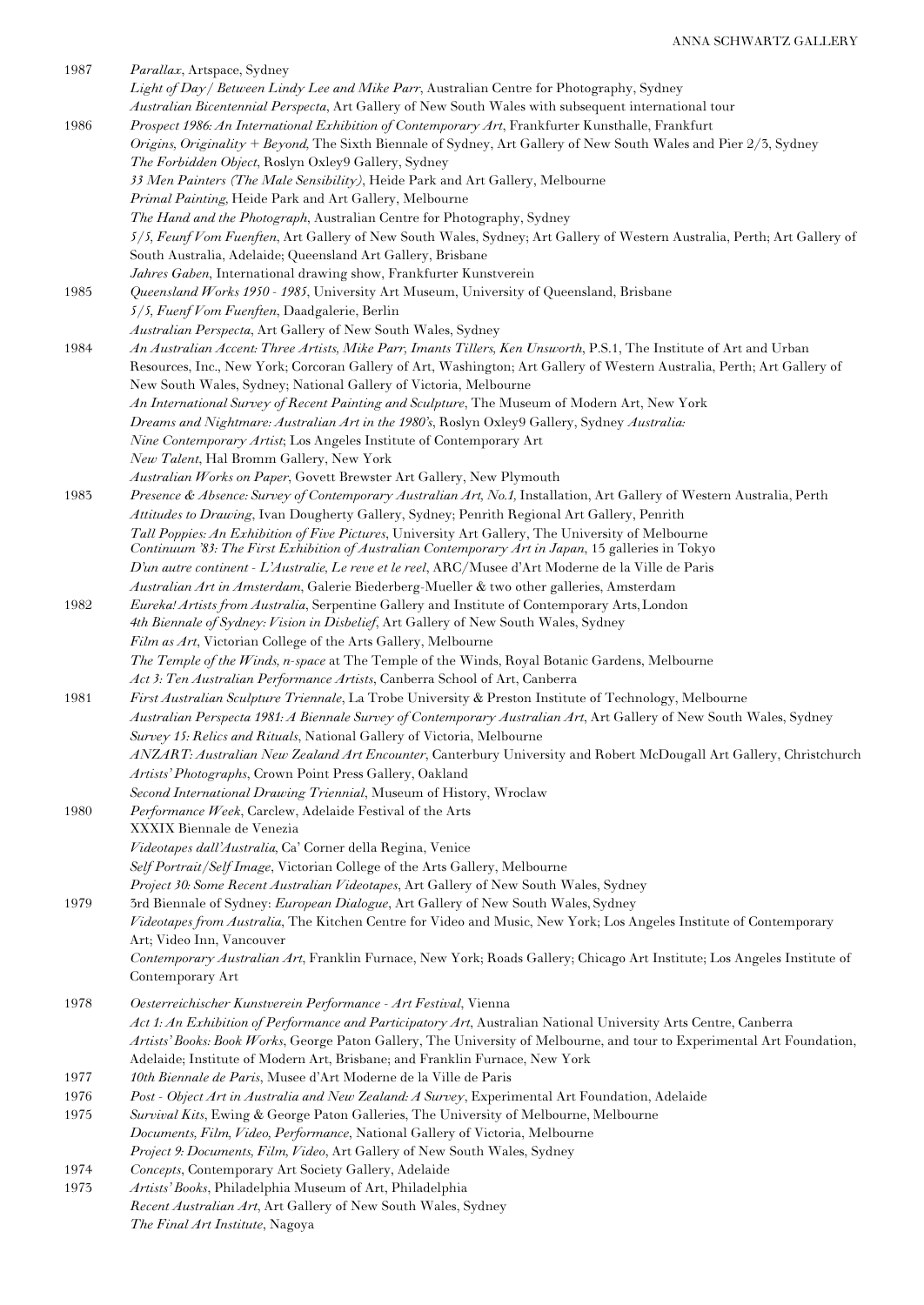1987 *Parallax*, Artspace, Sydney
*Light of Day / Between Lindy Lee and Mike Parr*, Australian Centre for Photography, Sydney
*Australian Bicentennial Perspecta*, Art Gallery of New South Wales with subsequent international tour

1986 *Prospect 1986: An International Exhibition of Contemporary Art*, Frankfurter Kunsthalle, Frankfurt
*Origins, Originality + Beyond,* The Sixth Biennale of Sydney, Art Gallery of New South Wales and Pier 2/3, Sydney
*The Forbidden Object*, Roslyn Oxley9 Gallery, Sydney
*33 Men Painters (The Male Sensibility)*, Heide Park and Art Gallery, Melbourne
*Primal Painting*, Heide Park and Art Gallery, Melbourne
*The Hand and the Photograph*, Australian Centre for Photography, Sydney
*5/5, Feunf Vom Fuenften*, Art Gallery of New South Wales, Sydney; Art Gallery of Western Australia, Perth; Art Gallery of South Australia, Adelaide; Queensland Art Gallery, Brisbane
*Jahres Gaben*, International drawing show, Frankfurter Kunstverein

1985 *Queensland Works 1950 - 1985*, University Art Museum, University of Queensland, Brisbane
*5/5, Fuenf Vom Fuenften*, Daadgalerie, Berlin
*Australian Perspecta*, Art Gallery of New South Wales, Sydney

1984 *An Australian Accent: Three Artists, Mike Parr, Imants Tillers, Ken Unsworth*, P.S.1, The Institute of Art and Urban Resources, Inc., New York; Corcoran Gallery of Art, Washington; Art Gallery of Western Australia, Perth; Art Gallery of New South Wales, Sydney; National Gallery of Victoria, Melbourne
*An International Survey of Recent Painting and Sculpture*, The Museum of Modern Art, New York
*Dreams and Nightmare: Australian Art in the 1980's*, Roslyn Oxley9 Gallery, Sydney *Australia: Nine Contemporary Artist*; Los Angeles Institute of Contemporary Art
*New Talent*, Hal Bromm Gallery, New York
*Australian Works on Paper*, Govett Brewster Art Gallery, New Plymouth

1983 *Presence & Absence: Survey of Contemporary Australian Art, No.1,* Installation, Art Gallery of Western Australia, Perth
*Attitudes to Drawing*, Ivan Dougherty Gallery, Sydney; Penrith Regional Art Gallery, Penrith
*Tall Poppies: An Exhibition of Five Pictures*, University Art Gallery, The University of Melbourne
*Continuum '83: The First Exhibition of Australian Contemporary Art in Japan*, 15 galleries in Tokyo
*D'un autre continent - L'Australie, Le reve et le reel*, ARC/Musee d'Art Moderne de la Ville de Paris
*Australian Art in Amsterdam*, Galerie Biederberg-Mueller & two other galleries, Amsterdam

1982 *Eureka! Artists from Australia*, Serpentine Gallery and Institute of Contemporary Arts, London
*4th Biennale of Sydney: Vision in Disbelief*, Art Gallery of New South Wales, Sydney
*Film as Art*, Victorian College of the Arts Gallery, Melbourne
*The Temple of the Winds, n-space* at The Temple of the Winds, Royal Botanic Gardens, Melbourne
*Act 3: Ten Australian Performance Artists*, Canberra School of Art, Canberra

1981 *First Australian Sculpture Triennale*, La Trobe University & Preston Institute of Technology, Melbourne
*Australian Perspecta 1981: A Biennale Survey of Contemporary Australian Art*, Art Gallery of New South Wales, Sydney
*Survey 15: Relics and Rituals*, National Gallery of Victoria, Melbourne
*ANZART: Australian New Zealand Art Encounter*, Canterbury University and Robert McDougall Art Gallery, Christchurch
*Artists' Photographs*, Crown Point Press Gallery, Oakland
*Second International Drawing Triennial*, Museum of History, Wroclaw

1980 *Performance Week*, Carclew, Adelaide Festival of the Arts
XXXIX Biennale de Venezia
*Videotapes dall'Australia*, Ca' Corner della Regina, Venice
*Self Portrait/Self Image*, Victorian College of the Arts Gallery, Melbourne
*Project 30: Some Recent Australian Videotapes*, Art Gallery of New South Wales, Sydney

1979 3rd Biennale of Sydney: *European Dialogue*, Art Gallery of New South Wales, Sydney
*Videotapes from Australia*, The Kitchen Centre for Video and Music, New York; Los Angeles Institute of Contemporary Art; Video Inn, Vancouver
*Contemporary Australian Art*, Franklin Furnace, New York; Roads Gallery; Chicago Art Institute; Los Angeles Institute of Contemporary Art

1978 *Oesterreichischer Kunstverein Performance - Art Festival*, Vienna
*Act 1: An Exhibition of Performance and Participatory Art*, Australian National University Arts Centre, Canberra
*Artists' Books: Book Works*, George Paton Gallery, The University of Melbourne, and tour to Experimental Art Foundation, Adelaide; Institute of Modern Art, Brisbane; and Franklin Furnace, New York

1977 *10th Biennale de Paris*, Musee d'Art Moderne de la Ville de Paris

1976 *Post - Object Art in Australia and New Zealand: A Survey*, Experimental Art Foundation, Adelaide

1975 *Survival Kits*, Ewing & George Paton Galleries, The University of Melbourne, Melbourne
*Documents, Film, Video, Performance*, National Gallery of Victoria, Melbourne
*Project 9: Documents, Film, Video*, Art Gallery of New South Wales, Sydney

1974 *Concepts*, Contemporary Art Society Gallery, Adelaide

1973 *Artists' Books*, Philadelphia Museum of Art, Philadelphia
*Recent Australian Art*, Art Gallery of New South Wales, Sydney
*The Final Art Institute*, Nagoya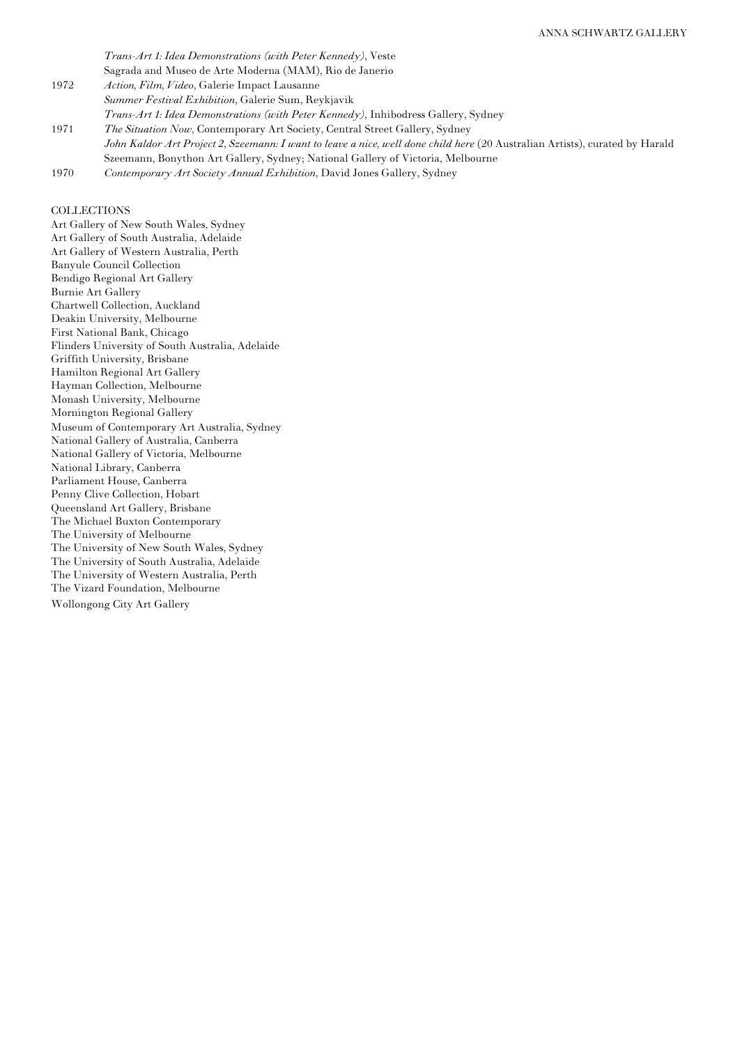*Trans-Art 1: Idea Demonstrations (with Peter Kennedy)*, Veste Sagrada and Museo de Arte Moderna (MAM), Rio de Janerio

1972 *Action, Film, Video*, Galerie Impact Lausanne
*Summer Festival Exhibition*, Galerie Sum, Reykjavik
*Trans-Art 1: Idea Demonstrations (with Peter Kennedy)*, Inhibodress Gallery, Sydney

1971 *The Situation Now*, Contemporary Art Society, Central Street Gallery, Sydney
*John Kaldor Art Project 2, Szeemann: I want to leave a nice, well done child here* (20 Australian Artists), curated by Harald Szeemann, Bonython Art Gallery, Sydney; National Gallery of Victoria, Melbourne

1970 *Contemporary Art Society Annual Exhibition*, David Jones Gallery, Sydney

COLLECTIONS

Art Gallery of New South Wales, Sydney
Art Gallery of South Australia, Adelaide
Art Gallery of Western Australia, Perth
Banyule Council Collection
Bendigo Regional Art Gallery
Burnie Art Gallery
Chartwell Collection, Auckland
Deakin University, Melbourne
First National Bank, Chicago
Flinders University of South Australia, Adelaide
Griffith University, Brisbane
Hamilton Regional Art Gallery
Hayman Collection, Melbourne
Monash University, Melbourne
Mornington Regional Gallery
Museum of Contemporary Art Australia, Sydney
National Gallery of Australia, Canberra
National Gallery of Victoria, Melbourne
National Library, Canberra
Parliament House, Canberra
Penny Clive Collection, Hobart
Queensland Art Gallery, Brisbane
The Michael Buxton Contemporary
The University of Melbourne
The University of New South Wales, Sydney
The University of South Australia, Adelaide
The University of Western Australia, Perth
The Vizard Foundation, Melbourne
Wollongong City Art Gallery